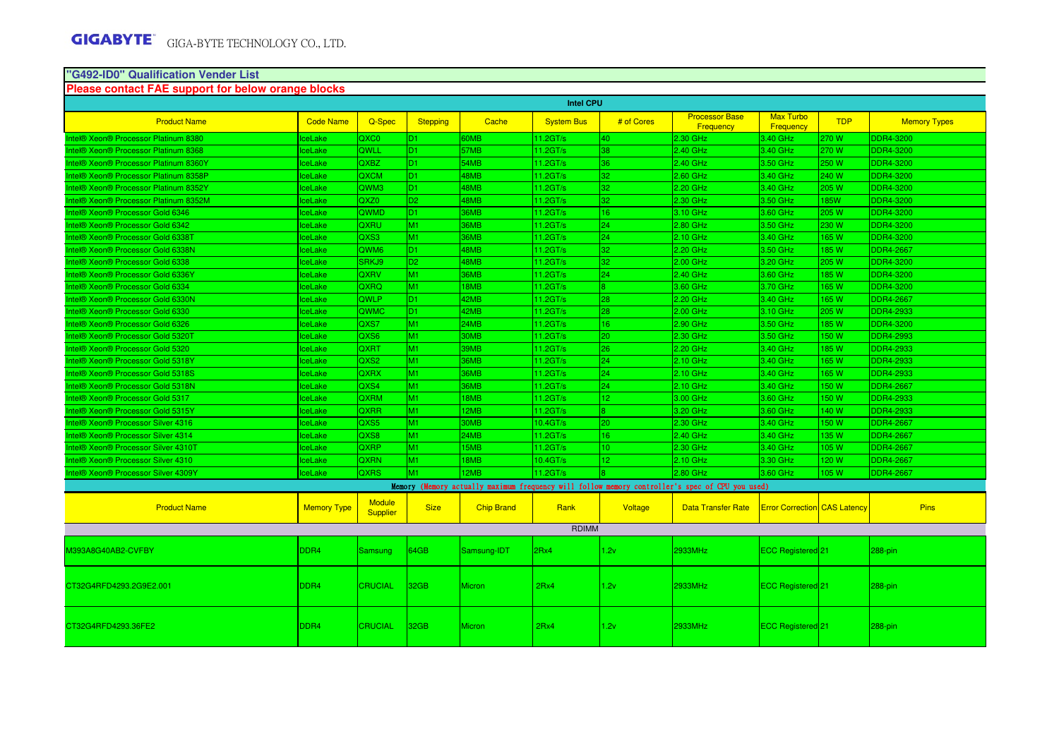GIGABYTE GIGA-BYTE TECHNOLOGY CO., LTD.

## "G492-ID0" Qualification Vender List

**Please contact FAE support for below orange blocks**

| Intel CPU | | | | | | | | | | |
|---|---|---|---|---|---|---|---|---|---|---|
| **Product Name** | **Code Name** | **Q-Spec** | **Stepping** | **Cache** | **System Bus** | **# of Cores** | **Processor Base Frequency** | **Max Turbo Frequency** | **TDP** | **Memory Types** |
| Intel® Xeon® Processor Platinum 8380 | IceLake | QXC0 | D1 | 60MB | 11.2GT/s | 40 | 2.30 GHz | 3.40 GHz | 270 W | DDR4-3200 |
| Intel® Xeon® Processor Platinum 8368 | IceLake | QWLL | D1 | 57MB | 11.2GT/s | 38 | 2.40 GHz | 3.40 GHz | 270 W | DDR4-3200 |
| Intel® Xeon® Processor Platinum 8360Y | IceLake | QXBZ | D1 | 54MB | 11.2GT/s | 36 | 2.40 GHz | 3.50 GHz | 250 W | DDR4-3200 |
| Intel® Xeon® Processor Platinum 8358P | IceLake | QXCM | D1 | 48MB | 11.2GT/s | 32 | 2.60 GHz | 3.40 GHz | 240 W | DDR4-3200 |
| Intel® Xeon® Processor Platinum 8352Y | IceLake | QWM3 | D1 | 48MB | 11.2GT/s | 32 | 2.20 GHz | 3.40 GHz | 205 W | DDR4-3200 |
| Intel® Xeon® Processor Platinum 8352M | IceLake | QXZ0 | D2 | 48MB | 11.2GT/s | 32 | 2.30 GHz | 3.50 GHz | 185W | DDR4-3200 |
| Intel® Xeon® Processor Gold 6346 | IceLake | QWMD | D1 | 36MB | 11.2GT/s | 16 | 3.10 GHz | 3.60 GHz | 205 W | DDR4-3200 |
| Intel® Xeon® Processor Gold 6342 | IceLake | QXRU | M1 | 36MB | 11.2GT/s | 24 | 2.80 GHz | 3.50 GHz | 230 W | DDR4-3200 |
| Intel® Xeon® Processor Gold 6338T | IceLake | QXS3 | M1 | 36MB | 11.2GT/s | 24 | 2.10 GHz | 3.40 GHz | 165 W | DDR4-3200 |
| Intel® Xeon® Processor Gold 6338N | IceLake | QWM6 | D1 | 48MB | 11.2GT/s | 32 | 2.20 GHz | 3.50 GHz | 185 W | DDR4-2667 |
| Intel® Xeon® Processor Gold 6338 | IceLake | SRKJ9 | D2 | 48MB | 11.2GT/s | 32 | 2.00 GHz | 3.20 GHz | 205 W | DDR4-3200 |
| Intel® Xeon® Processor Gold 6336Y | IceLake | QXRV | M1 | 36MB | 11.2GT/s | 24 | 2.40 GHz | 3.60 GHz | 185 W | DDR4-3200 |
| Intel® Xeon® Processor Gold 6334 | IceLake | QXRQ | M1 | 18MB | 11.2GT/s | 8 | 3.60 GHz | 3.70 GHz | 165 W | DDR4-3200 |
| Intel® Xeon® Processor Gold 6330N | IceLake | QWLP | D1 | 42MB | 11.2GT/s | 28 | 2.20 GHz | 3.40 GHz | 165 W | DDR4-2667 |
| Intel® Xeon® Processor Gold 6330 | IceLake | QWMC | D1 | 42MB | 11.2GT/s | 28 | 2.00 GHz | 3.10 GHz | 205 W | DDR4-2933 |
| Intel® Xeon® Processor Gold 6326 | IceLake | QXS7 | M1 | 24MB | 11.2GT/s | 16 | 2.90 GHz | 3.50 GHz | 185 W | DDR4-3200 |
| Intel® Xeon® Processor Gold 5320T | IceLake | QXS6 | M1 | 30MB | 11.2GT/s | 20 | 2.30 GHz | 3.50 GHz | 150 W | DDR4-2993 |
| Intel® Xeon® Processor Gold 5320 | IceLake | QXRT | M1 | 39MB | 11.2GT/s | 26 | 2.20 GHz | 3.40 GHz | 185 W | DDR4-2933 |
| Intel® Xeon® Processor Gold 5318Y | IceLake | QXS2 | M1 | 36MB | 11.2GT/s | 24 | 2.10 GHz | 3.40 GHz | 165 W | DDR4-2933 |
| Intel® Xeon® Processor Gold 5318S | IceLake | QXRX | M1 | 36MB | 11.2GT/s | 24 | 2.10 GHz | 3.40 GHz | 165 W | DDR4-2933 |
| Intel® Xeon® Processor Gold 5318N | IceLake | QXS4 | M1 | 36MB | 11.2GT/s | 24 | 2.10 GHz | 3.40 GHz | 150 W | DDR4-2667 |
| Intel® Xeon® Processor Gold 5317 | IceLake | QXRM | M1 | 18MB | 11.2GT/s | 12 | 3.00 GHz | 3.60 GHz | 150 W | DDR4-2933 |
| Intel® Xeon® Processor Gold 5315Y | IceLake | QXRR | M1 | 12MB | 11.2GT/s | 8 | 3.20 GHz | 3.60 GHz | 140 W | DDR4-2933 |
| Intel® Xeon® Processor Silver 4316 | IceLake | QXS5 | M1 | 30MB | 10.4GT/s | 20 | 2.30 GHz | 3.40 GHz | 150 W | DDR4-2667 |
| Intel® Xeon® Processor Silver 4314 | IceLake | QXS8 | M1 | 24MB | 11.2GT/s | 16 | 2.40 GHz | 3.40 GHz | 135 W | DDR4-2667 |
| Intel® Xeon® Processor Silver 4310T | IceLake | QXRP | M1 | 15MB | 11.2GT/s | 10 | 2.30 GHz | 3.40 GHz | 105 W | DDR4-2667 |
| Intel® Xeon® Processor Silver 4310 | IceLake | QXRN | M1 | 18MB | 10.4GT/s | 12 | 2.10 GHz | 3.30 GHz | 120 W | DDR4-2667 |
| Intel® Xeon® Processor Silver 4309Y | IceLake | QXRS | M1 | 12MB | 11.2GT/s | 8 | 2.80 GHz | 3.60 GHz | 105 W | DDR4-2667 |

Memory (Memory actually maximum frequency will follow memory controller's spec of CPU you used)

| Product Name | Memory Type | Module Supplier | Size | Chip Brand | Rank | Voltage | Data Transfer Rate | Error Correction | CAS Latency | Pins |
|---|---|---|---|---|---|---|---|---|---|---|
| RDIMM | | | | | | | | | | |
| M393A8G40AB2-CVFBY | DDR4 | Samsung | 64GB | Samsung-IDT | 2Rx4 | 1.2v | 2933MHz | ECC Registered | 21 | 288-pin |
| CT32G4RFD4293.2G9E2.001 | DDR4 | CRUCIAL | 32GB | Micron | 2Rx4 | 1.2v | 2933MHz | ECC Registered | 21 | 288-pin |
| CT32G4RFD4293.36FE2 | DDR4 | CRUCIAL | 32GB | Micron | 2Rx4 | 1.2v | 2933MHz | ECC Registered | 21 | 288-pin |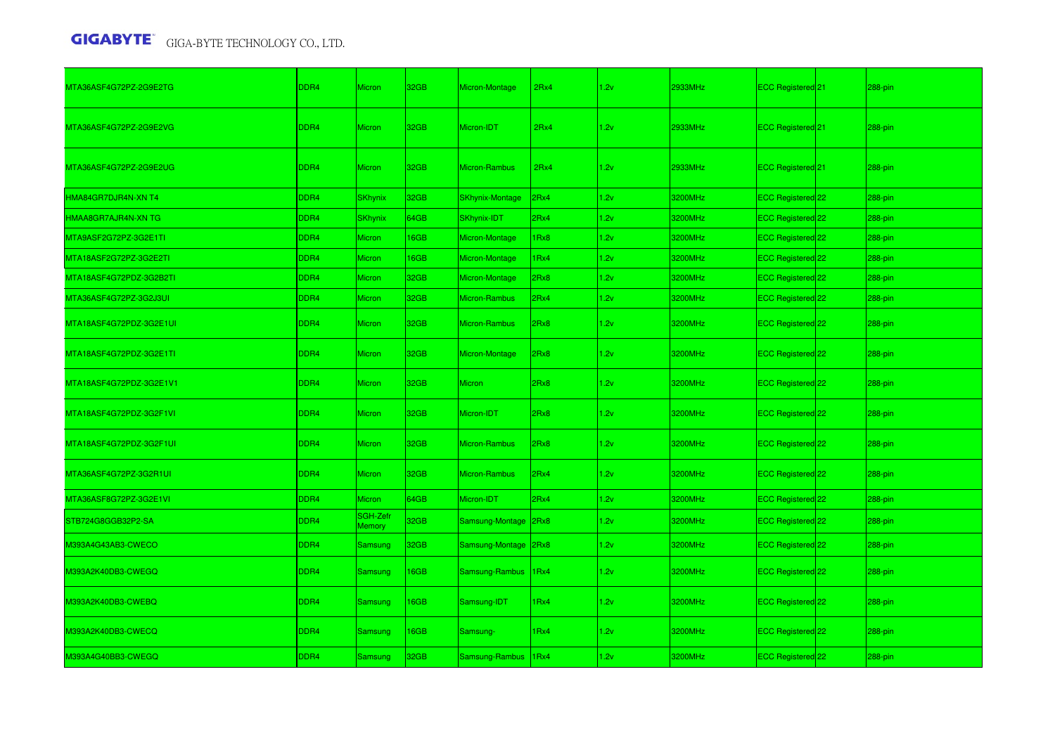| | | | | | | | | | | |
|---|---|---|---|---|---|---|---|---|---|---|
| MTA36ASF4G72PZ-2G9E2TG | DDR4 | Micron | 32GB | Micron-Montage | 2Rx4 | 1.2v | 2933MHz | ECC Registered | 21 | 288-pin |
| MTA36ASF4G72PZ-2G9E2VG | DDR4 | Micron | 32GB | Micron-IDT | 2Rx4 | 1.2v | 2933MHz | ECC Registered | 21 | 288-pin |
| MTA36ASF4G72PZ-2G9E2UG | DDR4 | Micron | 32GB | Micron-Rambus | 2Rx4 | 1.2v | 2933MHz | ECC Registered | 21 | 288-pin |
| HMA84GR7DJR4N-XN T4 | DDR4 | SKhynix | 32GB | SKhynix-Montage | 2Rx4 | 1.2v | 3200MHz | ECC Registered | 22 | 288-pin |
| HMAA8GR7AJR4N-XN TG | DDR4 | SKhynix | 64GB | SKhynix-IDT | 2Rx4 | 1.2v | 3200MHz | ECC Registered | 22 | 288-pin |
| MTA9ASF2G72PZ-3G2E1TI | DDR4 | Micron | 16GB | Micron-Montage | 1Rx8 | 1.2v | 3200MHz | ECC Registered | 22 | 288-pin |
| MTA18ASF2G72PZ-3G2E2TI | DDR4 | Micron | 16GB | Micron-Montage | 1Rx4 | 1.2v | 3200MHz | ECC Registered | 22 | 288-pin |
| MTA18ASF4G72PDZ-3G2B2TI | DDR4 | Micron | 32GB | Micron-Montage | 2Rx8 | 1.2v | 3200MHz | ECC Registered | 22 | 288-pin |
| MTA36ASF4G72PZ-3G2J3UI | DDR4 | Micron | 32GB | Micron-Rambus | 2Rx4 | 1.2v | 3200MHz | ECC Registered | 22 | 288-pin |
| MTA18ASF4G72PDZ-3G2E1UI | DDR4 | Micron | 32GB | Micron-Rambus | 2Rx8 | 1.2v | 3200MHz | ECC Registered | 22 | 288-pin |
| MTA18ASF4G72PDZ-3G2E1TI | DDR4 | Micron | 32GB | Micron-Montage | 2Rx8 | 1.2v | 3200MHz | ECC Registered | 22 | 288-pin |
| MTA18ASF4G72PDZ-3G2E1V1 | DDR4 | Micron | 32GB | Micron | 2Rx8 | 1.2v | 3200MHz | ECC Registered | 22 | 288-pin |
| MTA18ASF4G72PDZ-3G2F1VI | DDR4 | Micron | 32GB | Micron-IDT | 2Rx8 | 1.2v | 3200MHz | ECC Registered | 22 | 288-pin |
| MTA18ASF4G72PDZ-3G2F1UI | DDR4 | Micron | 32GB | Micron-Rambus | 2Rx8 | 1.2v | 3200MHz | ECC Registered | 22 | 288-pin |
| MTA36ASF4G72PZ-3G2R1UI | DDR4 | Micron | 32GB | Micron-Rambus | 2Rx4 | 1.2v | 3200MHz | ECC Registered | 22 | 288-pin |
| MTA36ASF8G72PZ-3G2E1VI | DDR4 | Micron | 64GB | Micron-IDT | 2Rx4 | 1.2v | 3200MHz | ECC Registered | 22 | 288-pin |
| STB724G8GGB32P2-SA | DDR4 | SGH-Zefr Memory | 32GB | Samsung-Montage | 2Rx8 | 1.2v | 3200MHz | ECC Registered | 22 | 288-pin |
| M393A4G43AB3-CWECO | DDR4 | Samsung | 32GB | Samsung-Montage | 2Rx8 | 1.2v | 3200MHz | ECC Registered | 22 | 288-pin |
| M393A2K40DB3-CWEGQ | DDR4 | Samsung | 16GB | Samsung-Rambus | 1Rx4 | 1.2v | 3200MHz | ECC Registered | 22 | 288-pin |
| M393A2K40DB3-CWEBQ | DDR4 | Samsung | 16GB | Samsung-IDT | 1Rx4 | 1.2v | 3200MHz | ECC Registered | 22 | 288-pin |
| M393A2K40DB3-CWECQ | DDR4 | Samsung | 16GB | Samsung- | 1Rx4 | 1.2v | 3200MHz | ECC Registered | 22 | 288-pin |
| M393A4G40BB3-CWEGQ | DDR4 | Samsung | 32GB | Samsung-Rambus | 1Rx4 | 1.2v | 3200MHz | ECC Registered | 22 | 288-pin |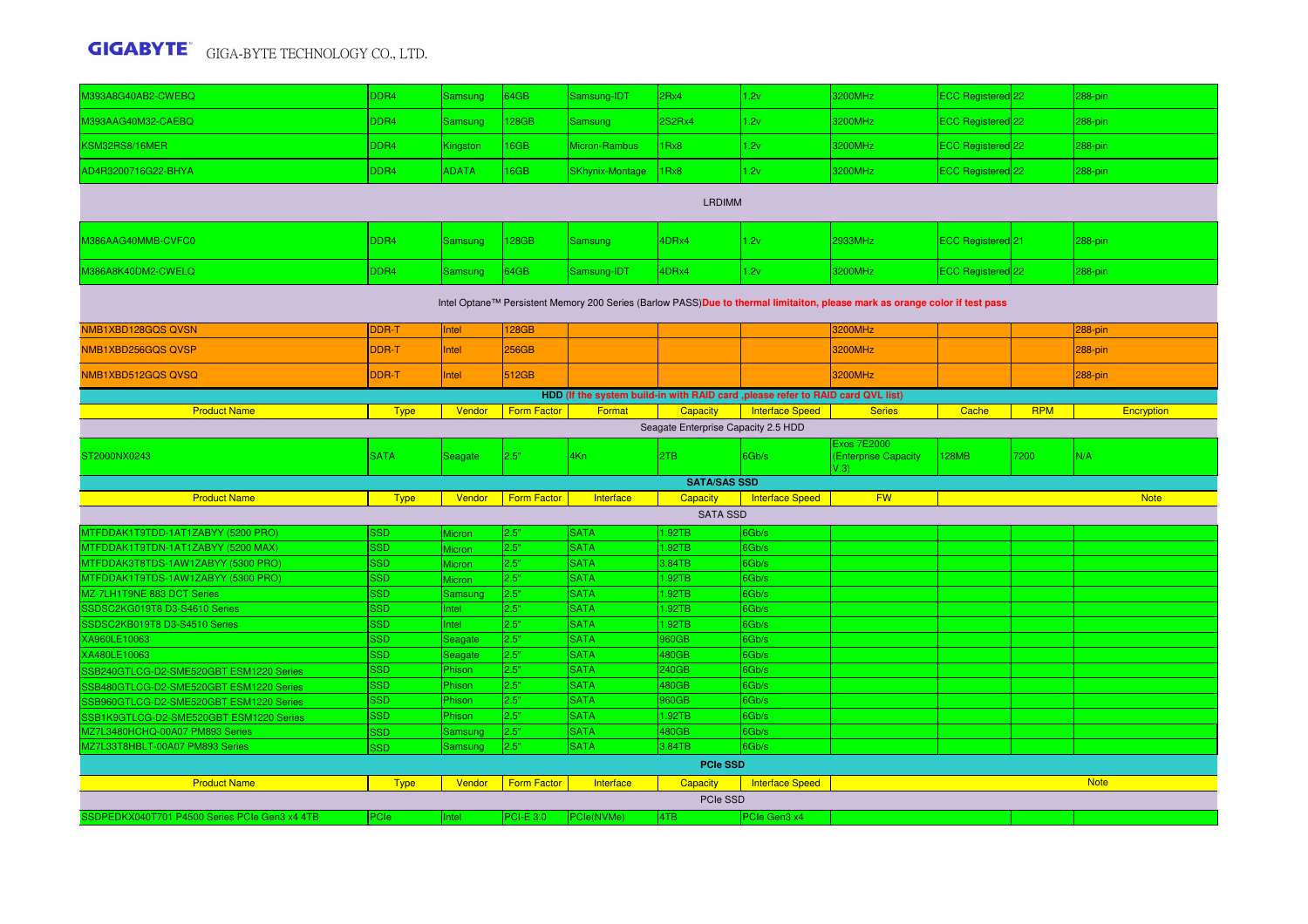| | | | | | | | | | | |
|---|---|---|---|---|---|---|---|---|---|---|
| M393A8G40AB2-CWEBQ | DDR4 | Samsung | 64GB | Samsung-IDT | 2Rx4 | 1.2v | 3200MHz | ECC Registered | 22 | 288-pin |
| M393AAG40M32-CAEBQ | DDR4 | Samsung | 128GB | Samsung | 2S2Rx4 | 1.2v | 3200MHz | ECC Registered | 22 | 288-pin |
| KSM32RS8/16MER | DDR4 | Kingston | 16GB | Micron-Rambus | 1Rx8 | 1.2v | 3200MHz | ECC Registered | 22 | 288-pin |
| AD4R3200716G22-BHYA | DDR4 | ADATA | 16GB | SKhynix-Montage | 1Rx8 | 1.2v | 3200MHz | ECC Registered | 22 | 288-pin |
| LRDIMM | | | | | | | | | | |
| M386AAG40MMB-CVFC0 | DDR4 | Samsung | 128GB | Samsung | 4DRx4 | 1.2v | 2933MHz | ECC Registered | 21 | 288-pin |
| M386A8K40DM2-CWELQ | DDR4 | Samsung | 64GB | Samsung-IDT | 4DRx4 | 1.2v | 3200MHz | ECC Registered | 22 | 288-pin |
| Intel Optane™ Persistent Memory 200 Series (Barlow PASS) **Due to thermal limitaiton, please mark as orange color if test pass** | | | | | | | | | | |
| NMB1XBD128GQS QVSN | DDR-T | Intel | 128GB | | | | 3200MHz | | | 288-pin |
| NMB1XBD256GQS QVSP | DDR-T | Intel | 256GB | | | | 3200MHz | | | 288-pin |
| NMB1XBD512GQS QVSQ | DDR-T | Intel | 512GB | | | | 3200MHz | | | 288-pin |

**HDD (If the system build-in with RAID card ,please refer to RAID card QVL list)**

| Product Name | Type | Vendor | Form Factor | Format | Capacity | Interface Speed | Series | Cache | RPM | Encryption |
|---|---|---|---|---|---|---|---|---|---|---|
| Seagate Enterprise Capacity 2.5 HDD | | | | | | | | | | |
| ST2000NX0243 | SATA | Seagate | 2.5" | 4Kn | 2TB | 6Gb/s | Exos 7E2000 (Enterprise Capacity V.3) | 128MB | 7200 | N/A |

**SATA/SAS SSD**

| Product Name | Type | Vendor | Form Factor | Interface | Capacity | Interface Speed | FW | Note |
|---|---|---|---|---|---|---|---|---|
| SATA SSD | | | | | | | | |
| MTFDDAK1T9TDD-1AT1ZABYY (5200 PRO) | SSD | Micron | 2.5" | SATA | 1.92TB | 6Gb/s | | |
| MTFDDAK1T9TDN-1AT1ZABYY (5200 MAX) | SSD | Micron | 2.5" | SATA | 1.92TB | 6Gb/s | | |
| MTFDDAK3T8TDS-1AW1ZABYY (5300 PRO) | SSD | Micron | 2.5" | SATA | 3.84TB | 6Gb/s | | |
| MTFDDAK1T9TDS-1AW1ZABYY (5300 PRO) | SSD | Micron | 2.5" | SATA | 1.92TB | 6Gb/s | | |
| MZ-7LH1T9NE 883 DCT Series | SSD | Samsung | 2.5" | SATA | 1.92TB | 6Gb/s | | |
| SSDSC2KG019T8 D3-S4610 Series | SSD | Intel | 2.5" | SATA | 1.92TB | 6Gb/s | | |
| SSDSC2KB019T8 D3-S4510 Series | SSD | Intel | 2.5" | SATA | 1.92TB | 6Gb/s | | |
| XA960LE10063 | SSD | Seagate | 2.5" | SATA | 960GB | 6Gb/s | | |
| XA480LE10063 | SSD | Seagate | 2.5" | SATA | 480GB | 6Gb/s | | |
| SSB240GTLCG-D2-SME520GBT ESM1220 Series | SSD | Phison | 2.5" | SATA | 240GB | 6Gb/s | | |
| SSB480GTLCG-D2-SME520GBT ESM1220 Series | SSD | Phison | 2.5" | SATA | 480GB | 6Gb/s | | |
| SSB960GTLCG-D2-SME520GBT ESM1220 Series | SSD | Phison | 2.5" | SATA | 960GB | 6Gb/s | | |
| SSB1K9GTLCG-D2-SME520GBT ESM1220 Series | SSD | Phison | 2.5" | SATA | 1.92TB | 6Gb/s | | |
| MZ7L3480HCHQ-00A07 PM893 Series | SSD | Samsung | 2.5" | SATA | 480GB | 6Gb/s | | |
| MZ7L33T8HBLT-00A07 PM893 Series | SSD | Samsung | 2.5" | SATA | 3.84TB | 6Gb/s | | |

**PCIe SSD**

| Product Name | Type | Vendor | Form Factor | Interface | Capacity | Interface Speed | Note |
|---|---|---|---|---|---|---|---|
| PCIe SSD | | | | | | | |
| SSDPEDKX040T701 P4500 Series PCIe Gen3 x4 4TB | PCIe | Intel | PCI-E 3.0 | PCIe(NVMe) | 4TB | PCIe Gen3 x4 | |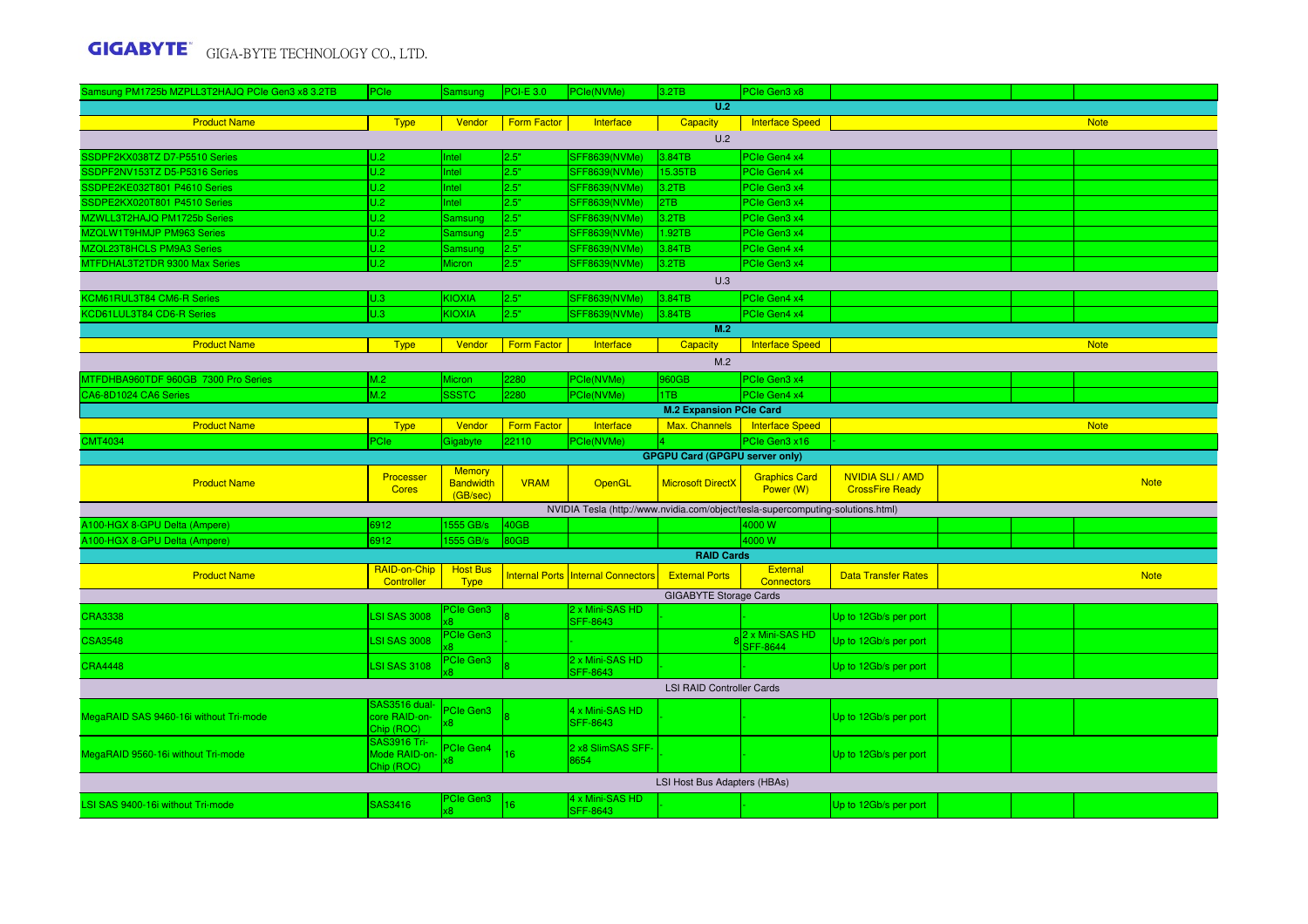| Samsung PM1725b MZPLL3T2HAJQ PCIe Gen3 x8 3.2TB | PCIe | Samsung | PCI-E 3.0 | PCIe(NVMe) | 3.2TB | PCIe Gen3 x8 | | | |
|---|---|---|---|---|---|---|---|---|---|

**U.2**

| Product Name | Type | Vendor | Form Factor | Interface | Capacity | Interface Speed | Note | | |
|---|---|---|---|---|---|---|---|---|---|
| U.2 | | | | | | | | | |
| SSDPF2KX038TZ D7-P5510 Series | U.2 | Intel | 2.5" | SFF8639(NVMe) | 3.84TB | PCIe Gen4 x4 | | | |
| SSDPF2NV153TZ D5-P5316 Series | U.2 | Intel | 2.5" | SFF8639(NVMe) | 15.35TB | PCIe Gen4 x4 | | | |
| SSDPE2KE032T801 P4610 Series | U.2 | Intel | 2.5" | SFF8639(NVMe) | 3.2TB | PCIe Gen3 x4 | | | |
| SSDPE2KX020T801 P4510 Series | U.2 | Intel | 2.5" | SFF8639(NVMe) | 2TB | PCIe Gen3 x4 | | | |
| MZWLL3T2HAJQ PM1725b Series | U.2 | Samsung | 2.5" | SFF8639(NVMe) | 3.2TB | PCIe Gen3 x4 | | | |
| MZQLW1T9HMJP PM963 Series | U.2 | Samsung | 2.5" | SFF8639(NVMe) | 1.92TB | PCIe Gen3 x4 | | | |
| MZQL23T8HCLS PM9A3 Series | U.2 | Samsung | 2.5" | SFF8639(NVMe) | 3.84TB | PCIe Gen4 x4 | | | |
| MTFDHAL3T2TDR 9300 Max Series | U.2 | Micron | 2.5" | SFF8639(NVMe) | 3.2TB | PCIe Gen3 x4 | | | |
| U.3 | | | | | | | | | |
| KCM61RUL3T84 CM6-R Series | U.3 | KIOXIA | 2.5" | SFF8639(NVMe) | 3.84TB | PCIe Gen4 x4 | | | |
| KCD61LUL3T84 CD6-R Series | U.3 | KIOXIA | 2.5" | SFF8639(NVMe) | 3.84TB | PCIe Gen4 x4 | | | |

**M.2**

| Product Name | Type | Vendor | Form Factor | Interface | Capacity | Interface Speed | Note | | |
|---|---|---|---|---|---|---|---|---|---|
| M.2 | | | | | | | | | |
| MTFDHBA960TDF 960GB 7300 Pro Series | M.2 | Micron | 2280 | PCIe(NVMe) | 960GB | PCIe Gen3 x4 | | | |
| CA6-8D1024 CA6 Series | M.2 | SSSTC | 2280 | PCIe(NVMe) | 1TB | PCIe Gen4 x4 | | | |

**M.2 Expansion PCIe Card**

| Product Name | Type | Vendor | Form Factor | Interface | Max. Channels | Interface Speed | Note | | |
|---|---|---|---|---|---|---|---|---|---|
| CMT4034 | PCIe | Gigabyte | 22110 | PCIe(NVMe) | 4 | PCIe Gen3 x16 | - | | |

**GPGPU Card (GPGPU server only)**

| Product Name | Processer Cores | Memory Bandwidth (GB/sec) | VRAM | OpenGL | Microsoft DirectX | Graphics Card Power (W) | NVIDIA SLI / AMD CrossFire Ready | | Note |
|---|---|---|---|---|---|---|---|---|---|
| NVIDIA Tesla (http://www.nvidia.com/object/tesla-supercomputing-solutions.html) | | | | | | | | | |
| A100-HGX 8-GPU Delta (Ampere) | 6912 | 1555 GB/s | 40GB | | | 4000 W | | | |
| A100-HGX 8-GPU Delta (Ampere) | 6912 | 1555 GB/s | 80GB | | | 4000 W | | | |

**RAID Cards**

| Product Name | RAID-on-Chip Controller | Host Bus Type | Internal Ports | Internal Connectors | External Ports | External Connectors | Data Transfer Rates | | Note |
|---|---|---|---|---|---|---|---|---|---|
| GIGABYTE Storage Cards | | | | | | | | | |
| CRA3338 | LSI SAS 3008 | PCIe Gen3 x8 | 8 | 2 x Mini-SAS HD SFF-8643 | - | - | Up to 12Gb/s per port | | |
| CSA3548 | LSI SAS 3008 | PCIe Gen3 x8 | - | - | 8 | 2 x Mini-SAS HD SFF-8644 | Up to 12Gb/s per port | | |
| CRA4448 | LSI SAS 3108 | PCIe Gen3 x8 | 8 | 2 x Mini-SAS HD SFF-8643 | - | - | Up to 12Gb/s per port | | |
| LSI RAID Controller Cards | | | | | | | | | |
| MegaRAID SAS 9460-16i without Tri-mode | SAS3516 dual-core RAID-on-Chip (ROC) | PCIe Gen3 x8 | 8 | 4 x Mini-SAS HD SFF-8643 | - | - | Up to 12Gb/s per port | | |
| MegaRAID 9560-16i without Tri-mode | SAS3916 Tri-Mode RAID-on-Chip (ROC) | PCIe Gen4 x8 | 16 | 2 x8 SlimSAS SFF-8654 | - | - | Up to 12Gb/s per port | | |
| LSI Host Bus Adapters (HBAs) | | | | | | | | | |
| LSI SAS 9400-16i without Tri-mode | SAS3416 | PCIe Gen3 x8 | 16 | 4 x Mini-SAS HD SFF-8643 | - | - | Up to 12Gb/s per port | | |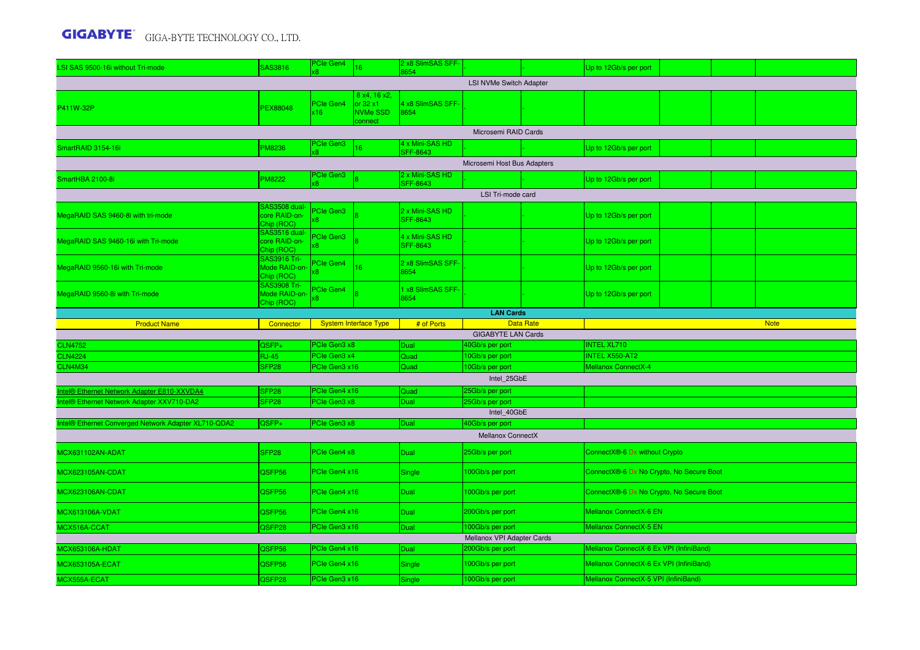| | | | | | | | | | | |
|---|---|---|---|---|---|---|---|---|---|---|
| LSI SAS 9500-16i without Tri-mode | SAS3816 | PCIe Gen4 x8 | 16 | 2 x8 SlimSAS SFF-8654 | - | - | Up to 12Gb/s per port | | | |
| LSI NVMe Switch Adapter | | | | | | | | | | |
| P411W-32P | PEX88048 | PCIe Gen4 x16 | 8 x4, 16 x2, or 32 x1 NVMe SSD connect | 4 x8 SlimSAS SFF-8654 | - | - | | | | |
| Microsemi RAID Cards | | | | | | | | | | |
| SmartRAID 3154-16i | PM8236 | PCIe Gen3 x8 | 16 | 4 x Mini-SAS HD SFF-8643 | - | - | Up to 12Gb/s per port | | | |
| Microsemi Host Bus Adapters | | | | | | | | | | |
| SmartHBA 2100-8i | PM8222 | PCIe Gen3 x8 | 8 | 2 x Mini-SAS HD SFF-8643 | - | - | Up to 12Gb/s per port | | | |
| LSI Tri-mode card | | | | | | | | | | |
| MegaRAID SAS 9460-8i with tri-mode | SAS3508 dual-core RAID-on-Chip (ROC) | PCIe Gen3 x8 | 8 | 2 x Mini-SAS HD SFF-8643 | - | - | Up to 12Gb/s per port | | | |
| MegaRAID SAS 9460-16i with Tri-mode | SAS3516 dual-core RAID-on-Chip (ROC) | PCIe Gen3 x8 | 8 | 4 x Mini-SAS HD SFF-8643 | - | - | Up to 12Gb/s per port | | | |
| MegaRAID 9560-16i with Tri-mode | SAS3916 Tri-Mode RAID-on-Chip (ROC) | PCIe Gen4 x8 | 16 | 2 x8 SlimSAS SFF-8654 | - | - | Up to 12Gb/s per port | | | |
| MegaRAID 9560-8i with Tri-mode | SAS3908 Tri-Mode RAID-on-Chip (ROC) | PCIe Gen4 x8 | 8 | 1 x8 SlimSAS SFF-8654 | - | - | Up to 12Gb/s per port | | | |

**LAN Cards**

| Product Name | Connector | System Interface Type | # of Ports | Data Rate | Note |
|---|---|---|---|---|---|
| GIGABYTE LAN Cards | | | | | |
| CLN4752 | QSFP+ | PCIe Gen3 x8 | Dual | 40Gb/s per port | INTEL XL710 |
| CLN4224 | RJ-45 | PCIe Gen3 x4 | Quad | 10Gb/s per port | INTEL X550-AT2 |
| CLN4M34 | SFP28 | PCIe Gen3 x16 | Quad | 10Gb/s per port | Mellanox ConnectX-4 |
| Intel_25GbE | | | | | |
| Intel® Ethernet Network Adapter E810-XXVDA4 | SFP28 | PCIe Gen4 x16 | Quad | 25Gb/s per port | |
| Intel® Ethernet Network Adapter XXV710-DA2 | SFP28 | PCIe Gen3 x8 | Dual | 25Gb/s per port | |
| Intel_40GbE | | | | | |
| Intel® Ethernet Converged Network Adapter XL710-QDA2 | QSFP+ | PCIe Gen3 x8 | Dual | 40Gb/s per port | |
| Mellanox ConnectX | | | | | |
| MCX631102AN-ADAT | SFP28 | PCIe Gen4 x8 | Dual | 25Gb/s per port | ConnectX®-6 Dx without Crypto |
| MCX623105AN-CDAT | QSFP56 | PCIe Gen4 x16 | Single | 100Gb/s per port | ConnectX®-6 Dx No Crypto, No Secure Boot |
| MCX623106AN-CDAT | QSFP56 | PCIe Gen4 x16 | Dual | 100Gb/s per port | ConnectX®-6 Dx No Crypto, No Secure Boot |
| MCX613106A-VDAT | QSFP56 | PCIe Gen4 x16 | Dual | 200Gb/s per port | Mellanox ConnectX-6 EN |
| MCX516A-CCAT | QSFP28 | PCIe Gen3 x16 | Dual | 100Gb/s per port | Mellanox ConnectX-5 EN |
| Mellanox VPI Adapter Cards | | | | | |
| MCX653106A-HDAT | QSFP56 | PCIe Gen4 x16 | Dual | 200Gb/s per port | Mellanox ConnectX-6 Ex VPI (InfiniBand) |
| MCX653105A-ECAT | QSFP56 | PCIe Gen4 x16 | Single | 100Gb/s per port | Mellanox ConnectX-6 Ex VPI (InfiniBand) |
| MCX555A-ECAT | QSFP28 | PCIe Gen3 x16 | Single | 100Gb/s per port | Mellanox ConnectX-5 VPI (InfiniBand) |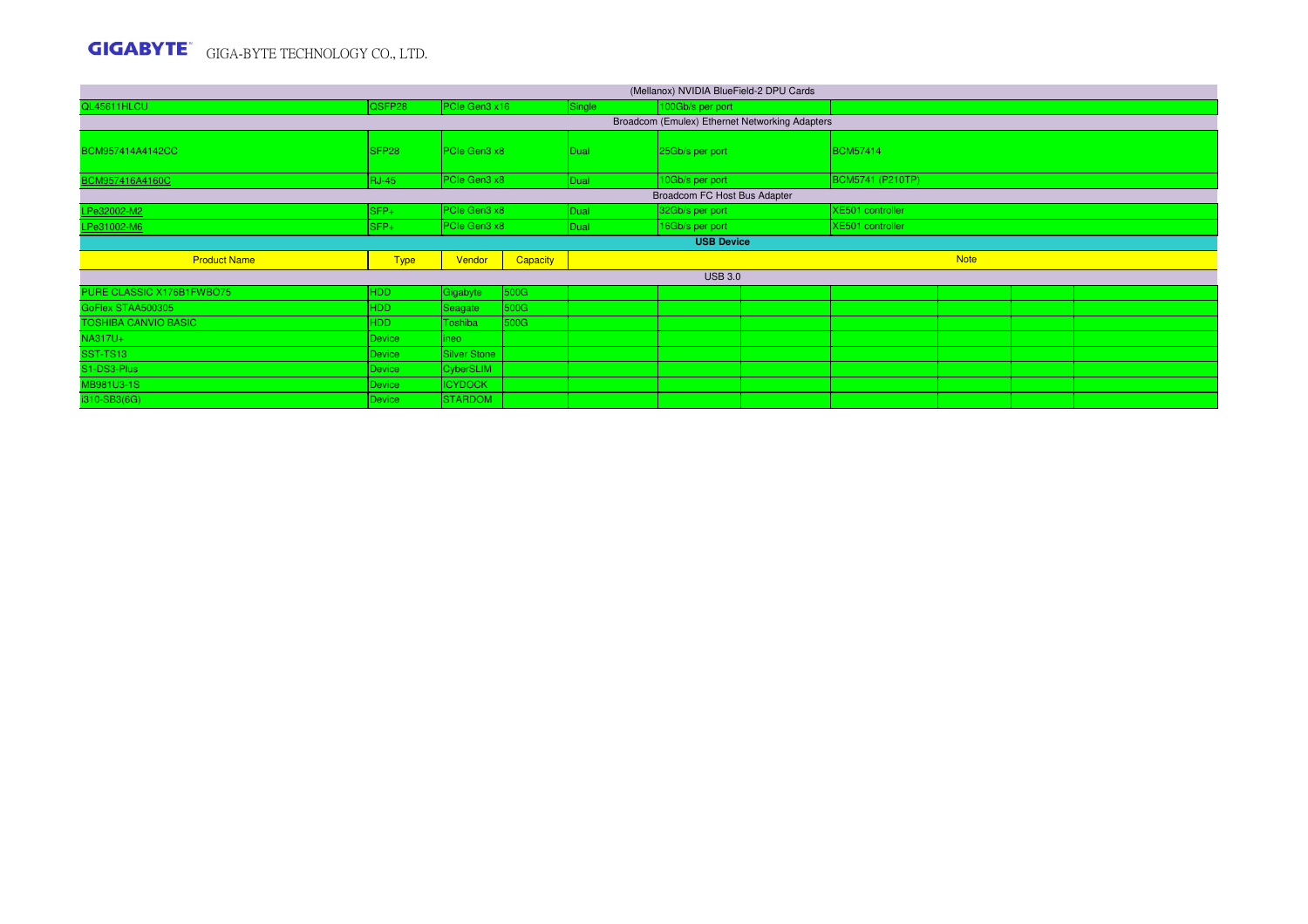| | | | | | | | | | | |
|---|---|---|---|---|---|---|---|---|---|---|
| (Mellanox) NVIDIA BlueField-2 DPU Cards | | | | | | | | | | |
| QL45611HLCU | QSFP28 | PCIe Gen3 x16 | | Single | 100Gb/s per port | | | | | |
| Broadcom (Emulex) Ethernet Networking Adapters | | | | | | | | | | |
| BCM957414A4142CC | SFP28 | PCIe Gen3 x8 | | Dual | 25Gb/s per port | | BCM57414 | | | |
| BCM957416A4160C | RJ-45 | PCIe Gen3 x8 | | Dual | 10Gb/s per port | | BCM5741 (P210TP) | | | |
| Broadcom FC Host Bus Adapter | | | | | | | | | | |
| LPe32002-M2 | SFP+ | PCIe Gen3 x8 | | Dual | 32Gb/s per port | | XE501 controller | | | |
| LPe31002-M6 | SFP+ | PCIe Gen3 x8 | | Dual | 16Gb/s per port | | XE501 controller | | | |
| **USB Device** | | | | | | | | | | |
| Product Name | Type | Vendor | Capacity | Note | | | | | | |
| USB 3.0 | | | | | | | | | | |
| PURE CLASSIC X176B1FWBO75 | HDD | Gigabyte | 500G | | | | | | | |
| GoFlex STAA500305 | HDD | Seagate | 500G | | | | | | | |
| TOSHIBA CANVIO BASIC | HDD | Toshiba | 500G | | | | | | | |
| NA317U+ | Device | ineo | | | | | | | | |
| SST-TS13 | Device | Silver Stone | | | | | | | | |
| S1-DS3-Plus | Device | CyberSLIM | | | | | | | | |
| MB981U3-1S | Device | ICYDOCK | | | | | | | | |
| i310-SB3(6G) | Device | STARDOM | | | | | | | | |